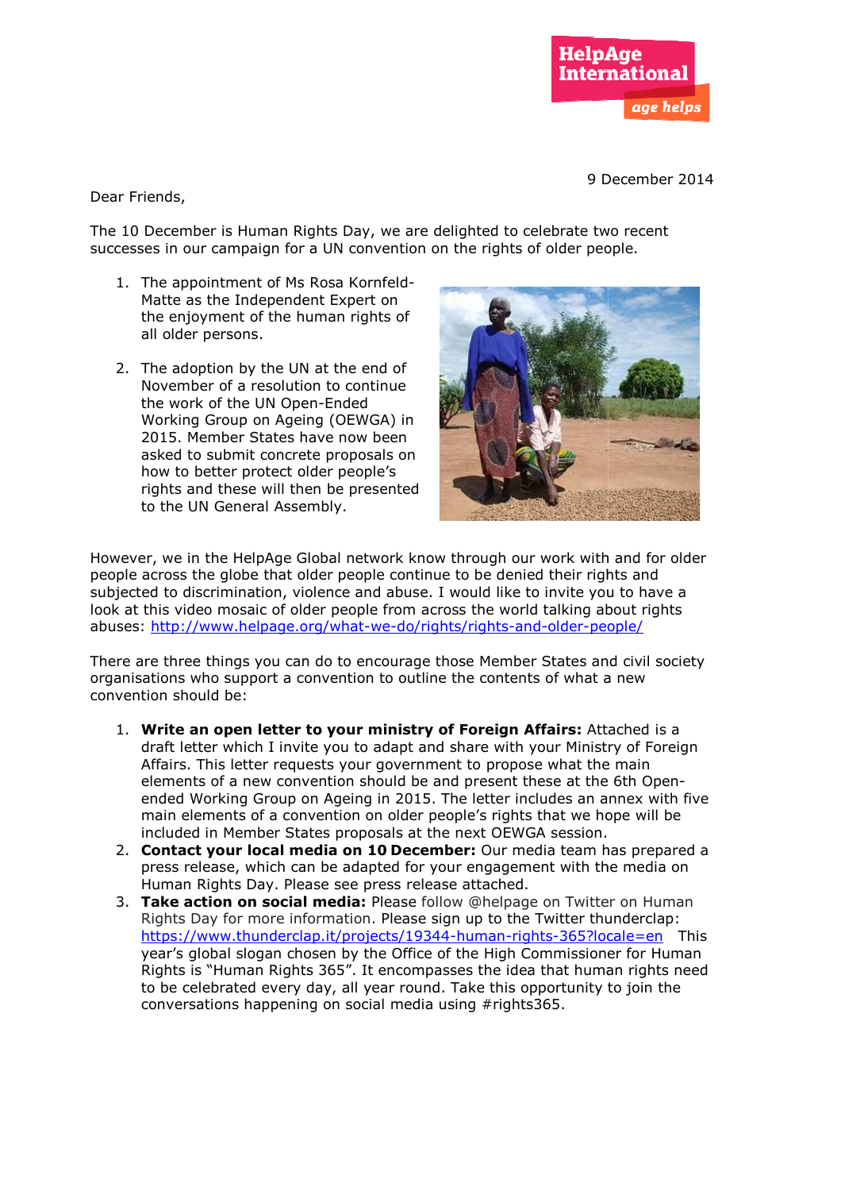HelpAge International

age helps

9 December 2014

Dear Friends,

The 10 December is Human Rights Day, we are delighted to celebrate two recent successes in our campaign for a UN convention on the rights of older people.

1. The appointment of Ms Rosa Kornfeld-Matte as the Independent Expert on the enjoyment of the human rights of all older persons.
2. The adoption by the UN at the end of November of a resolution to continue the work of the UN Open-Ended Working Group on Ageing (OEWGA) in 2015. Member States have now been asked to submit concrete proposals on how to better protect older people's rights and these will then be presented to the UN General Assembly.

However, we in the HelpAge Global network know through our work with and for older people across the globe that older people continue to be denied their rights and subjected to discrimination, violence and abuse. I would like to invite you to have a look at this video mosaic of older people from across the world talking about rights abuses: http://www.helpage.org/what-we-do/rights/rights-and-older-people/

There are three things you can do to encourage those Member States and civil society organisations who support a convention to outline the contents of what a new convention should be:

1. **Write an open letter to your ministry of Foreign Affairs:** Attached is a draft letter which I invite you to adapt and share with your Ministry of Foreign Affairs. This letter requests your government to propose what the main elements of a new convention should be and present these at the 6th Open-ended Working Group on Ageing in 2015. The letter includes an annex with five main elements of a convention on older people's rights that we hope will be included in Member States proposals at the next OEWGA session.
2. **Contact your local media on 10 December:** Our media team has prepared a press release, which can be adapted for your engagement with the media on Human Rights Day. Please see press release attached.
3. **Take action on social media:** Please follow @helpage on Twitter on Human Rights Day for more information. Please sign up to the Twitter thunderclap: https://www.thunderclap.it/projects/19344-human-rights-365?locale=en This year's global slogan chosen by the Office of the High Commissioner for Human Rights is "Human Rights 365". It encompasses the idea that human rights need to be celebrated every day, all year round. Take this opportunity to join the conversations happening on social media using #rights365.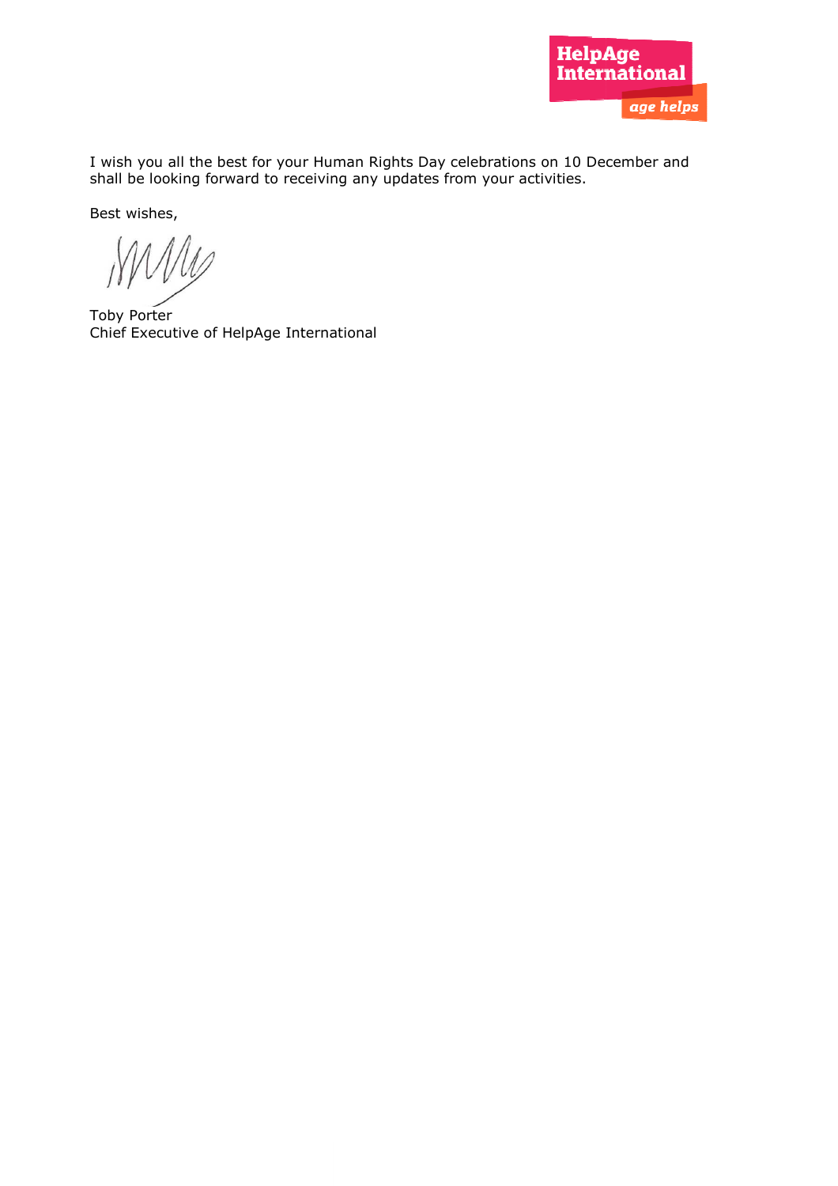I wish you all the best for your Human Rights Day celebrations on 10 December and shall be looking forward to receiving any updates from your activities.

Best wishes,

Toby Porter
Chief Executive of HelpAge International